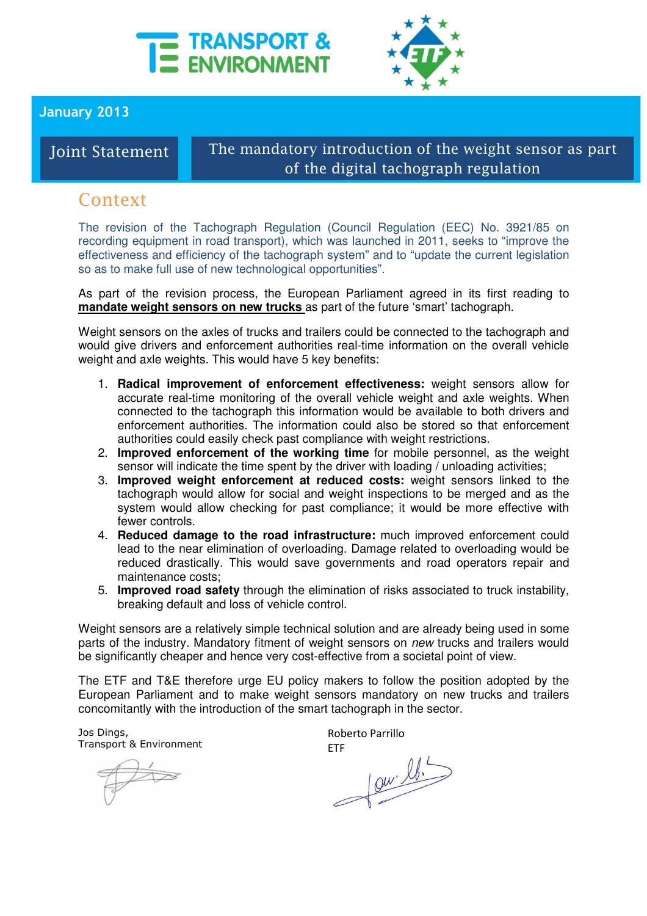January 2013

**Joint Statement**

# The mandatory introduction of the weight sensor as part of the digital tachograph regulation

## Context

The revision of the Tachograph Regulation (Council Regulation (EEC) No. 3921/85 on recording equipment in road transport), which was launched in 2011, seeks to "improve the effectiveness and efficiency of the tachograph system" and to "update the current legislation so as to make full use of new technological opportunities".

As part of the revision process, the European Parliament agreed in its first reading to **mandate weight sensors on new trucks** as part of the future 'smart' tachograph.

Weight sensors on the axles of trucks and trailers could be connected to the tachograph and would give drivers and enforcement authorities real-time information on the overall vehicle weight and axle weights. This would have 5 key benefits:

1. **Radical improvement of enforcement effectiveness:** weight sensors allow for accurate real-time monitoring of the overall vehicle weight and axle weights. When connected to the tachograph this information would be available to both drivers and enforcement authorities. The information could also be stored so that enforcement authorities could easily check past compliance with weight restrictions.
2. **Improved enforcement of the working time** for mobile personnel, as the weight sensor will indicate the time spent by the driver with loading / unloading activities;
3. **Improved weight enforcement at reduced costs:** weight sensors linked to the tachograph would allow for social and weight inspections to be merged and as the system would allow checking for past compliance; it would be more effective with fewer controls.
4. **Reduced damage to the road infrastructure:** much improved enforcement could lead to the near elimination of overloading. Damage related to overloading would be reduced drastically. This would save governments and road operators repair and maintenance costs;
5. **Improved road safety** through the elimination of risks associated to truck instability, breaking default and loss of vehicle control.

Weight sensors are a relatively simple technical solution and are already being used in some parts of the industry. Mandatory fitment of weight sensors on *new* trucks and trailers would be significantly cheaper and hence very cost-effective from a societal point of view.

The ETF and T&E therefore urge EU policy makers to follow the position adopted by the European Parliament and to make weight sensors mandatory on new trucks and trailers concomitantly with the introduction of the smart tachograph in the sector.

Jos Dings,
Transport & Environment

Roberto Parrillo
ETF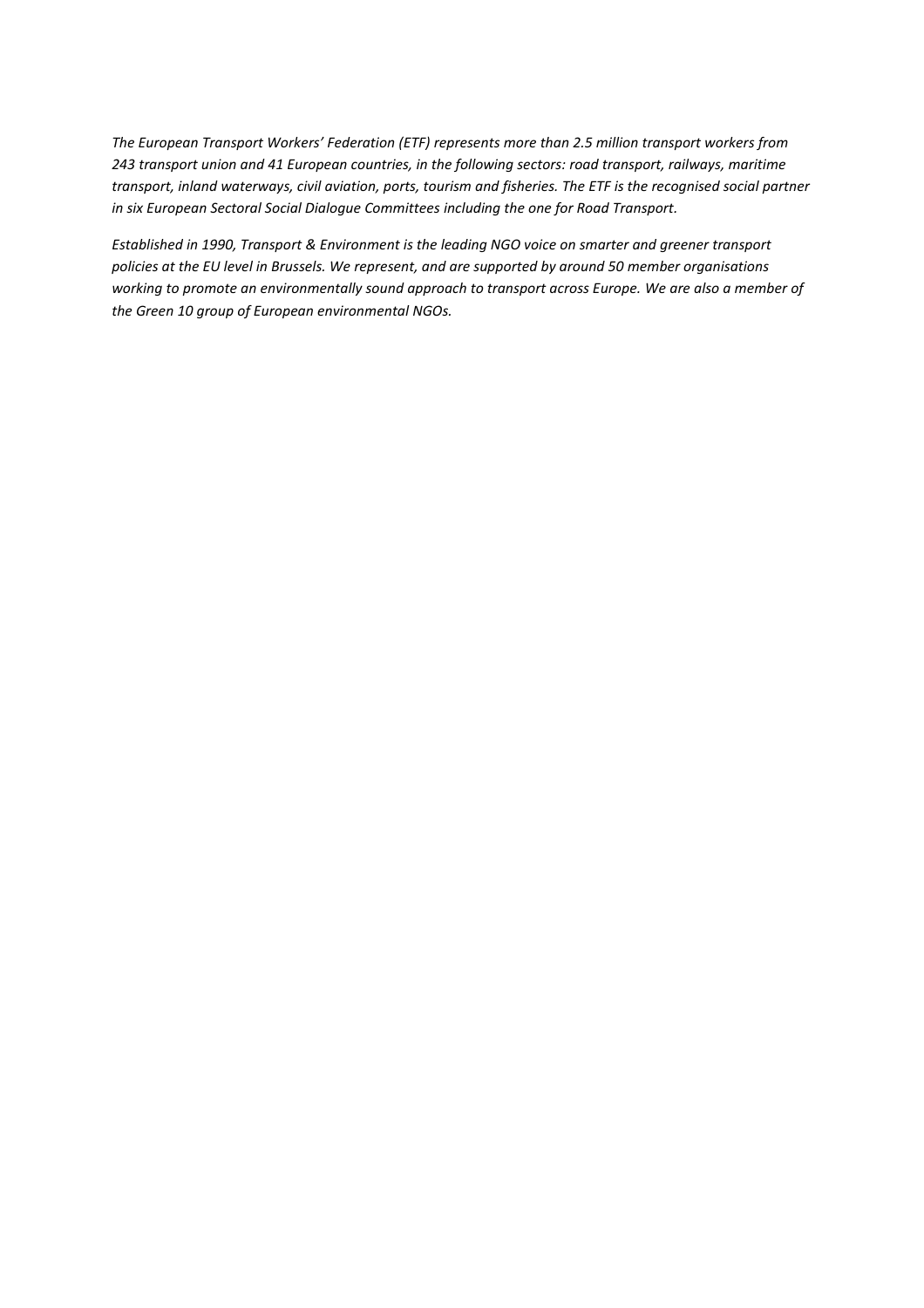*The European Transport Workers' Federation (ETF) represents more than 2.5 million transport workers from 243 transport union and 41 European countries, in the following sectors: road transport, railways, maritime transport, inland waterways, civil aviation, ports, tourism and fisheries. The ETF is the recognised social partner in six European Sectoral Social Dialogue Committees including the one for Road Transport.*

*Established in 1990, Transport & Environment is the leading NGO voice on smarter and greener transport policies at the EU level in Brussels. We represent, and are supported by around 50 member organisations working to promote an environmentally sound approach to transport across Europe. We are also a member of the Green 10 group of European environmental NGOs.*